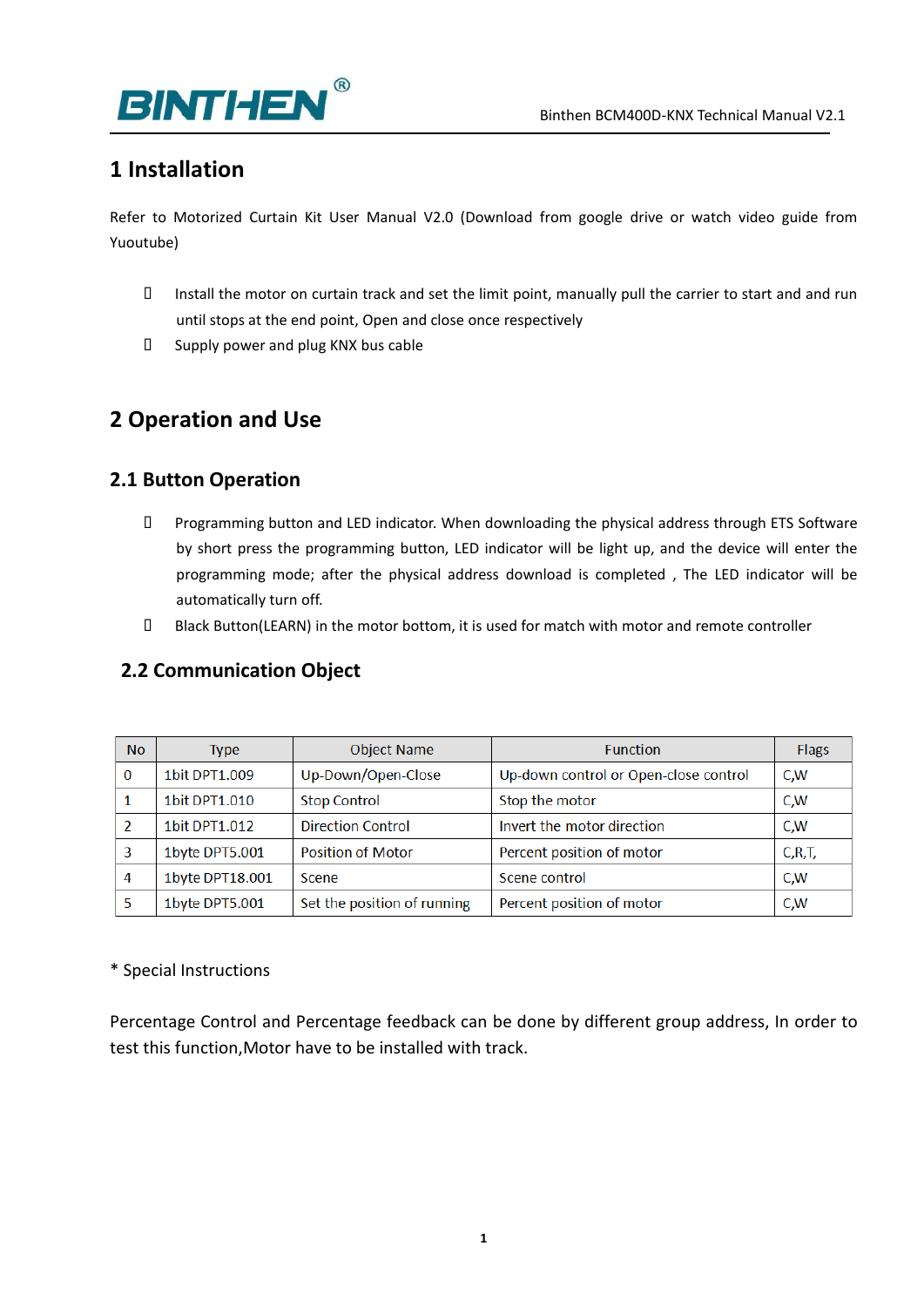# 1 Installation

Refer to Motorized Curtain Kit User Manual V2.0 (Download from google drive or watch video guide from Yuoutube)

- Install the motor on curtain track and set the limit point, manually pull the carrier to start and and run until stops at the end point, Open and close once respectively
- Supply power and plug KNX bus cable

# 2 Operation and Use

## 2.1 Button Operation

- Programming button and LED indicator. When downloading the physical address through ETS Software by short press the programming button, LED indicator will be light up, and the device will enter the programming mode; after the physical address download is completed , The LED indicator will be automatically turn off.
- Black Button(LEARN) in the motor bottom, it is used for match with motor and remote controller

## 2.2 Communication Object

| No | Type | Object Name | Function | Flags |
|---|---|---|---|---|
| 0 | 1bit DPT1.009 | Up-Down/Open-Close | Up-down control or Open-close control | C,W |
| 1 | 1bit DPT1.010 | Stop Control | Stop the motor | C,W |
| 2 | 1bit DPT1.012 | Direction Control | Invert the motor direction | C,W |
| 3 | 1byte DPT5.001 | Position of Motor | Percent position of motor | C,R,T, |
| 4 | 1byte DPT18.001 | Scene | Scene control | C,W |
| 5 | 1byte DPT5.001 | Set the position of running | Percent position of motor | C,W |

* Special Instructions

Percentage Control and Percentage feedback can be done by different group address, In order to test this function,Motor have to be installed with track.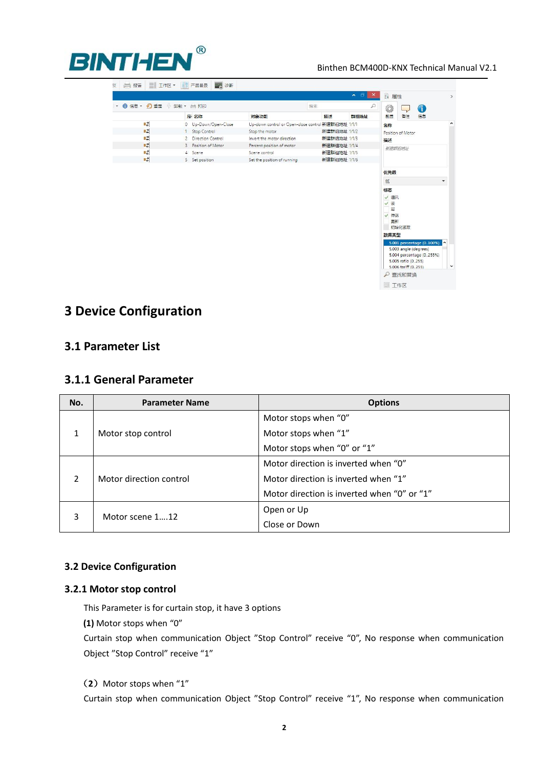# 3 Device Configuration

## 3.1 Parameter List

### 3.1.1 General Parameter

| No. | Parameter Name | Options |
|---|---|---|
| 1 | Motor stop control | Motor stops when “0”<br>Motor stops when “1”<br>Motor stops when “0” or “1” |
| 2 | Motor direction control | Motor direction is inverted when “0”<br>Motor direction is inverted when “1”<br>Motor direction is inverted when “0” or “1” |
| 3 | Motor scene 1….12 | Open or Up<br>Close or Down |

## 3.2 Device Configuration

### 3.2.1 Motor stop control

This Parameter is for curtain stop, it have 3 options

**(1)** Motor stops when “0”

Curtain stop when communication Object ”Stop Control” receive “0”, No response when communication Object ”Stop Control” receive “1”

**（2）** Motor stops when “1”

Curtain stop when communication Object ”Stop Control” receive “1”, No response when communication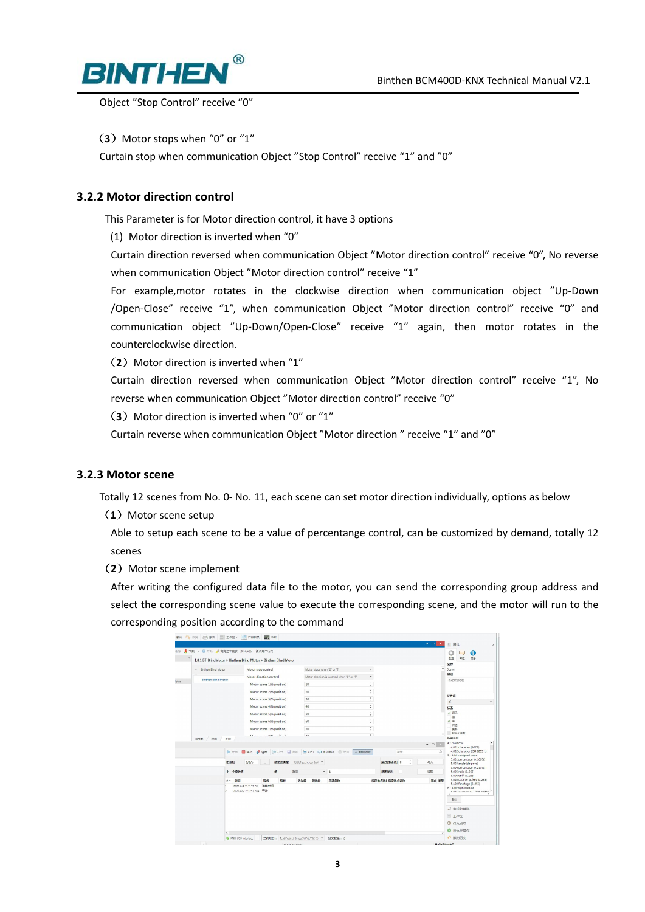Object ”Stop Control” receive “0”

（3）Motor stops when “0” or “1”

Curtain stop when communication Object ”Stop Control” receive “1” and ”0”

### 3.2.2 Motor direction control

This Parameter is for Motor direction control, it have 3 options

(1) Motor direction is inverted when “0”

Curtain direction reversed when communication Object ”Motor direction control” receive “0”, No reverse when communication Object ”Motor direction control” receive “1”

For example,motor rotates in the clockwise direction when communication object ”Up-Down /Open-Close” receive “1”, when communication Object ”Motor direction control” receive “0” and communication object ”Up-Down/Open-Close” receive “1” again, then motor rotates in the counterclockwise direction.

（2）Motor direction is inverted when “1”

Curtain direction reversed when communication Object ”Motor direction control” receive “1”, No reverse when communication Object ”Motor direction control” receive “0”

（3）Motor direction is inverted when “0” or “1”

Curtain reverse when communication Object ”Motor direction ” receive “1” and ”0”

### 3.2.3 Motor scene

Totally 12 scenes from No. 0- No. 11, each scene can set motor direction individually, options as below

（1）Motor scene setup

Able to setup each scene to be a value of percentange control, can be customized by demand, totally 12 scenes

（2）Motor scene implement

After writing the configured data file to the motor, you can send the corresponding group address and select the corresponding scene value to execute the corresponding scene, and the motor will run to the corresponding position according to the command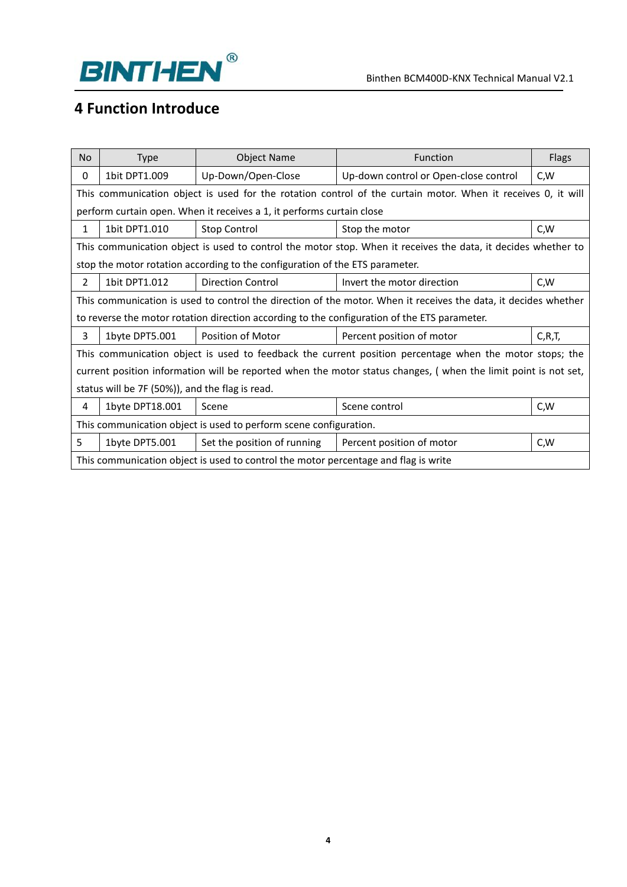# 4 Function Introduce

| No | Type | Object Name | Function | Flags |
|---|---|---|---|---|
| 0 | 1bit DPT1.009 | Up-Down/Open-Close | Up-down control or Open-close control | C,W |
| This communication object is used for the rotation control of the curtain motor. When it receives 0, it will perform curtain open. When it receives a 1, it performs curtain close | | | | |
| 1 | 1bit DPT1.010 | Stop Control | Stop the motor | C,W |
| This communication object is used to control the motor stop. When it receives the data, it decides whether to stop the motor rotation according to the configuration of the ETS parameter. | | | | |
| 2 | 1bit DPT1.012 | Direction Control | Invert the motor direction | C,W |
| This communication is used to control the direction of the motor. When it receives the data, it decides whether to reverse the motor rotation direction according to the configuration of the ETS parameter. | | | | |
| 3 | 1byte DPT5.001 | Position of Motor | Percent position of motor | C,R,T, |
| This communication object is used to feedback the current position percentage when the motor stops; the current position information will be reported when the motor status changes, ( when the limit point is not set, status will be 7F (50%)), and the flag is read. | | | | |
| 4 | 1byte DPT18.001 | Scene | Scene control | C,W |
| This communication object is used to perform scene configuration. | | | | |
| 5 | 1byte DPT5.001 | Set the position of running | Percent position of motor | C,W |
| This communication object is used to control the motor percentage and flag is write | | | | |